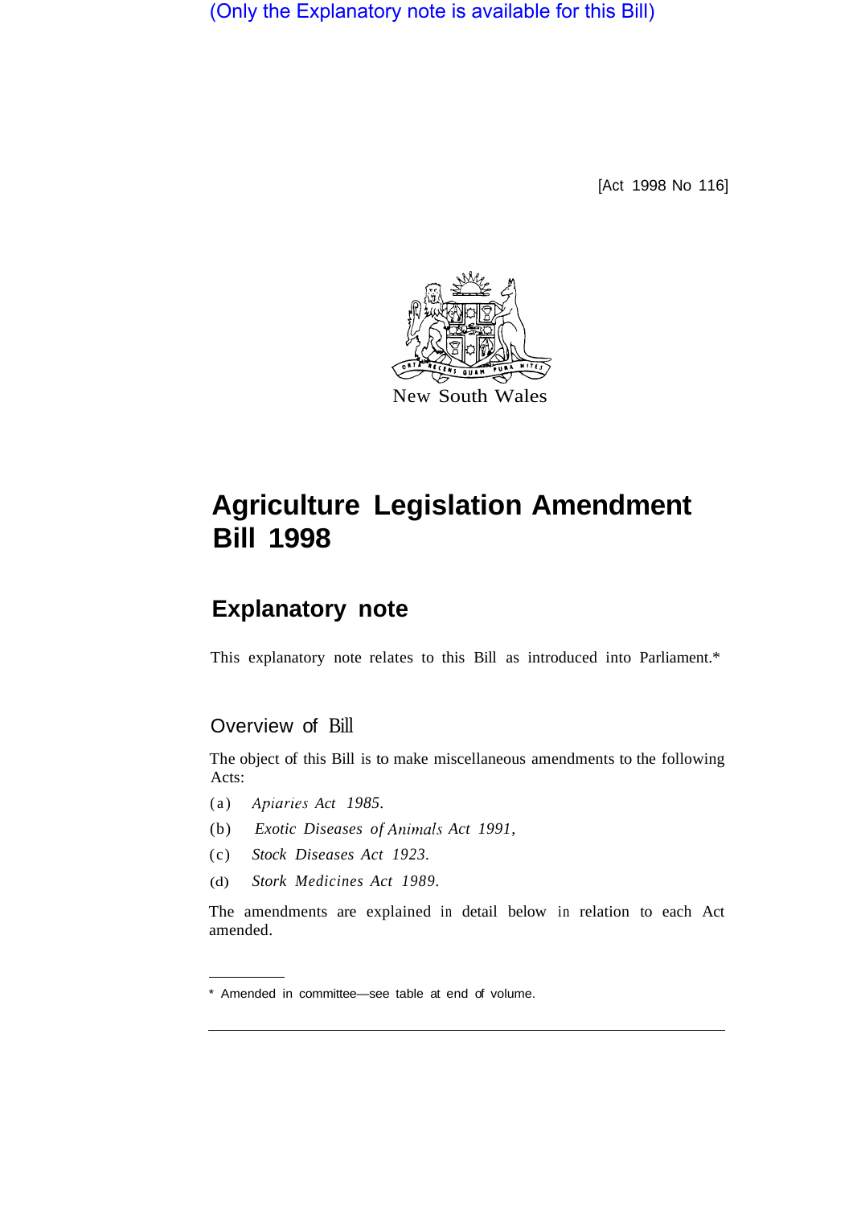(Only the Explanatory note is available for this Bill)

[Act 1998 No 116]

New South Wales

# Agriculture Legislation Amendment Bill 1998

## Explanatory note

This explanatory note relates to this Bill as introduced into Parliament.*

### Overview of Bill

The object of this Bill is to make miscellaneous amendments to the following Acts:

(a) *Apiaries Act 1985.*

(b) *Exotic Diseases of Animals Act 1991,*

(c) *Stock Diseases Act 1923.*

(d) *Stork Medicines Act 1989.*

The amendments are explained in detail below in relation to each Act amended.

* Amended in committee—see table at end of volume.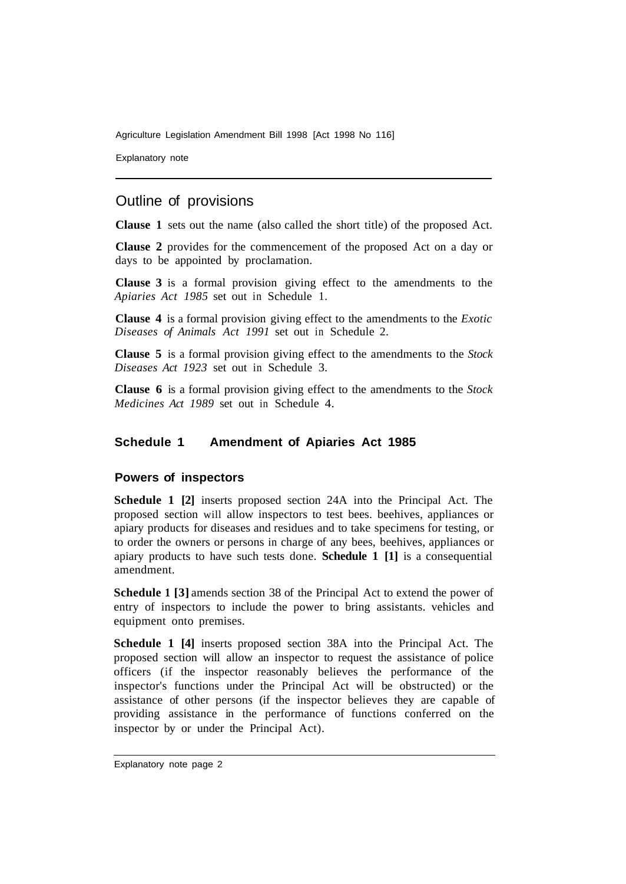## Outline of provisions

**Clause 1** sets out the name (also called the short title) of the proposed Act.

**Clause 2** provides for the commencement of the proposed Act on a day or days to be appointed by proclamation.

**Clause 3** is a formal provision giving effect to the amendments to the *Apiaries Act 1985* set out in Schedule 1.

**Clause 4** is a formal provision giving effect to the amendments to the *Exotic Diseases of Animals Act 1991* set out in Schedule 2.

**Clause 5** is a formal provision giving effect to the amendments to the *Stock Diseases Act 1923* set out in Schedule 3.

**Clause 6** is a formal provision giving effect to the amendments to the *Stock Medicines Act 1989* set out in Schedule 4.

### Schedule 1 Amendment of Apiaries Act 1985

#### Powers of inspectors

**Schedule 1 [2]** inserts proposed section 24A into the Principal Act. The proposed section will allow inspectors to test bees. beehives, appliances or apiary products for diseases and residues and to take specimens for testing, or to order the owners or persons in charge of any bees, beehives, appliances or apiary products to have such tests done. **Schedule 1 [1]** is a consequential amendment.

**Schedule 1 [3]** amends section 38 of the Principal Act to extend the power of entry of inspectors to include the power to bring assistants. vehicles and equipment onto premises.

**Schedule 1 [4]** inserts proposed section 38A into the Principal Act. The proposed section will allow an inspector to request the assistance of police officers (if the inspector reasonably believes the performance of the inspector's functions under the Principal Act will be obstructed) or the assistance of other persons (if the inspector believes they are capable of providing assistance in the performance of functions conferred on the inspector by or under the Principal Act).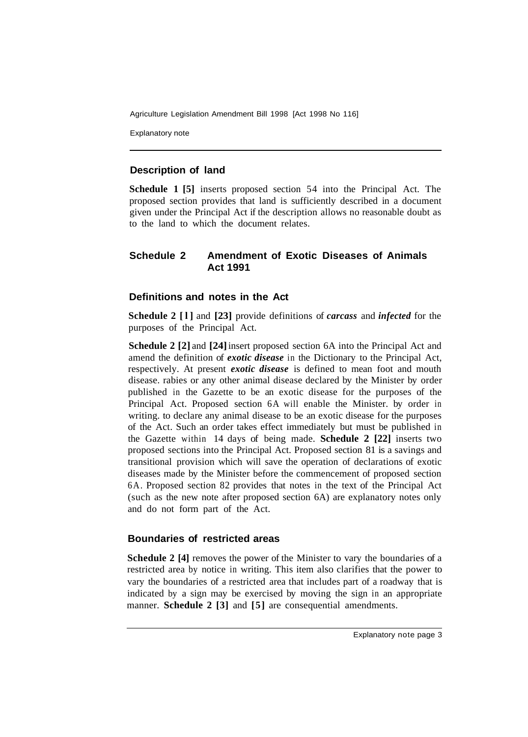## Description of land

**Schedule 1 [5]** inserts proposed section 54 into the Principal Act. The proposed section provides that land is sufficiently described in a document given under the Principal Act if the description allows no reasonable doubt as to the land to which the document relates.

## Schedule 2 Amendment of Exotic Diseases of Animals Act 1991

### Definitions and notes in the Act

**Schedule 2 [1]** and **[23]** provide definitions of ***carcass*** and ***infected*** for the purposes of the Principal Act.

**Schedule 2 [2]** and **[24]** insert proposed section 6A into the Principal Act and amend the definition of ***exotic disease*** in the Dictionary to the Principal Act, respectively. At present ***exotic disease*** is defined to mean foot and mouth disease. rabies or any other animal disease declared by the Minister by order published in the Gazette to be an exotic disease for the purposes of the Principal Act. Proposed section 6A will enable the Minister. by order in writing. to declare any animal disease to be an exotic disease for the purposes of the Act. Such an order takes effect immediately but must be published in the Gazette within 14 days of being made. **Schedule 2 [22]** inserts two proposed sections into the Principal Act. Proposed section 81 is a savings and transitional provision which will save the operation of declarations of exotic diseases made by the Minister before the commencement of proposed section 6A. Proposed section 82 provides that notes in the text of the Principal Act (such as the new note after proposed section 6A) are explanatory notes only and do not form part of the Act.

### Boundaries of restricted areas

**Schedule 2 [4]** removes the power of the Minister to vary the boundaries of a restricted area by notice in writing. This item also clarifies that the power to vary the boundaries of a restricted area that includes part of a roadway that is indicated by a sign may be exercised by moving the sign in an appropriate manner. **Schedule 2 [3]** and **[5]** are consequential amendments.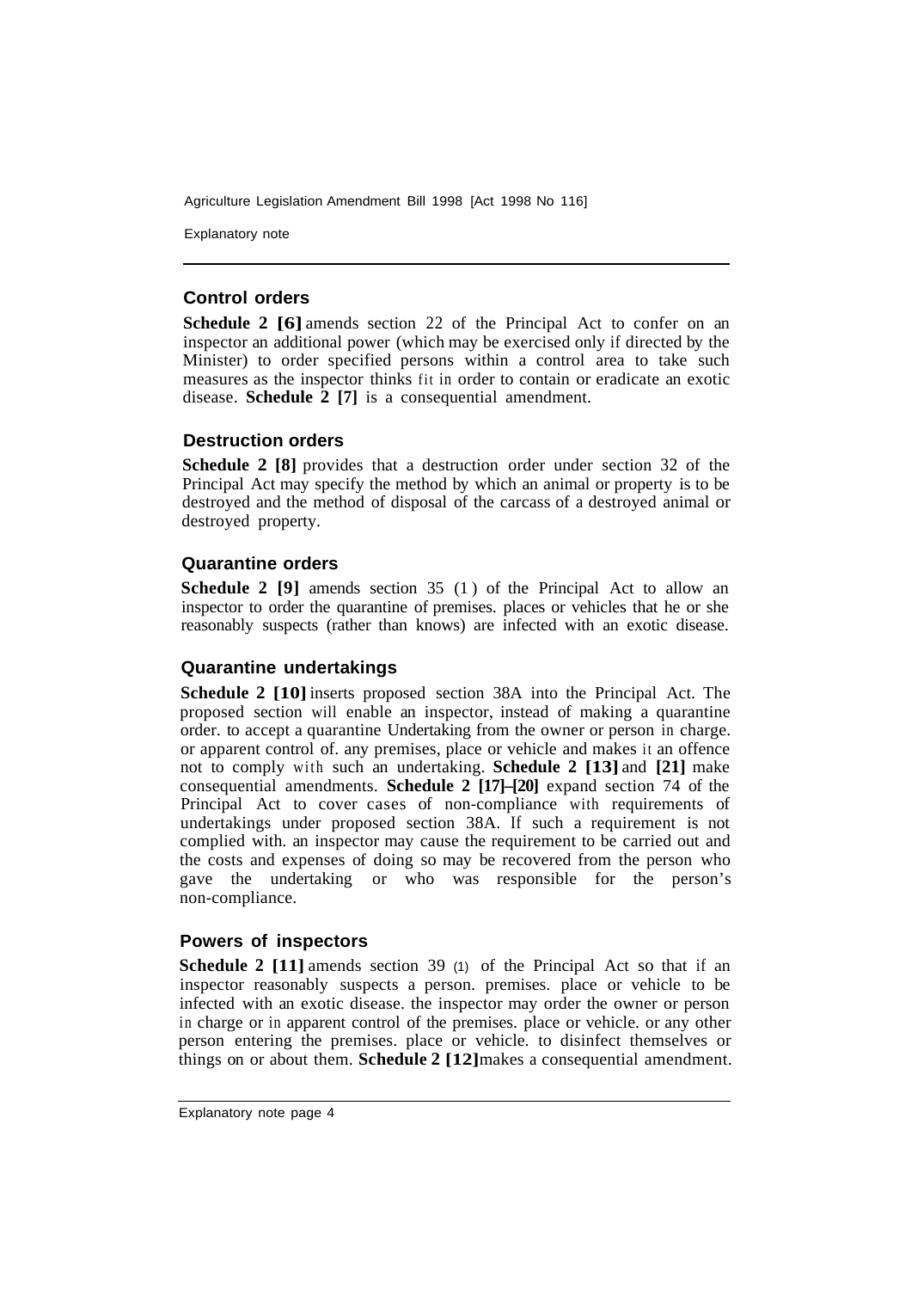### Control orders

**Schedule 2 [6]** amends section 22 of the Principal Act to confer on an inspector an additional power (which may be exercised only if directed by the Minister) to order specified persons within a control area to take such measures as the inspector thinks fit in order to contain or eradicate an exotic disease. **Schedule 2 [7]** is a consequential amendment.

### Destruction orders

**Schedule 2 [8]** provides that a destruction order under section 32 of the Principal Act may specify the method by which an animal or property is to be destroyed and the method of disposal of the carcass of a destroyed animal or destroyed property.

### Quarantine orders

**Schedule 2 [9]** amends section 35 (1) of the Principal Act to allow an inspector to order the quarantine of premises. places or vehicles that he or she reasonably suspects (rather than knows) are infected with an exotic disease.

### Quarantine undertakings

**Schedule 2 [10]** inserts proposed section 38A into the Principal Act. The proposed section will enable an inspector, instead of making a quarantine order. to accept a quarantine Undertaking from the owner or person in charge. or apparent control of. any premises, place or vehicle and makes it an offence not to comply with such an undertaking. **Schedule 2 [13]** and **[21]** make consequential amendments. **Schedule 2 [17]–[20]** expand section 74 of the Principal Act to cover cases of non-compliance with requirements of undertakings under proposed section 38A. If such a requirement is not complied with. an inspector may cause the requirement to be carried out and the costs and expenses of doing so may be recovered from the person who gave the undertaking or who was responsible for the person's non-compliance.

### Powers of inspectors

**Schedule 2 [11]** amends section 39 (1) of the Principal Act so that if an inspector reasonably suspects a person. premises. place or vehicle to be infected with an exotic disease. the inspector may order the owner or person in charge or in apparent control of the premises. place or vehicle. or any other person entering the premises. place or vehicle. to disinfect themselves or things on or about them. **Schedule 2 [12]** makes a consequential amendment.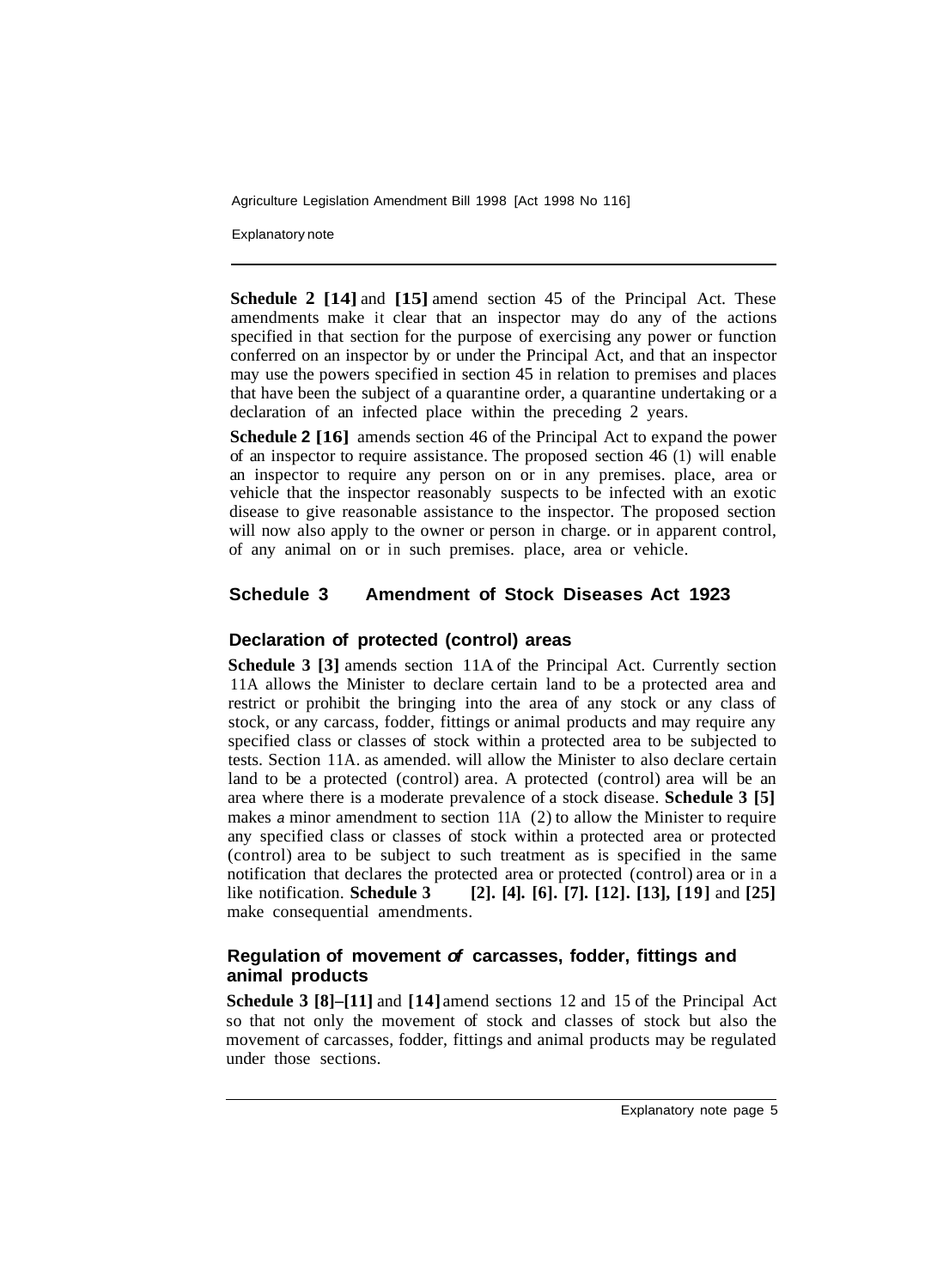**Schedule 2 [14]** and **[15]** amend section 45 of the Principal Act. These amendments make it clear that an inspector may do any of the actions specified in that section for the purpose of exercising any power or function conferred on an inspector by or under the Principal Act, and that an inspector may use the powers specified in section 45 in relation to premises and places that have been the subject of a quarantine order, a quarantine undertaking or a declaration of an infected place within the preceding 2 years.

**Schedule 2 [16]** amends section 46 of the Principal Act to expand the power of an inspector to require assistance. The proposed section 46 (1) will enable an inspector to require any person on or in any premises. place, area or vehicle that the inspector reasonably suspects to be infected with an exotic disease to give reasonable assistance to the inspector. The proposed section will now also apply to the owner or person in charge. or in apparent control, of any animal on or in such premises. place, area or vehicle.

## Schedule 3 Amendment of Stock Diseases Act 1923

### Declaration of protected (control) areas

**Schedule 3 [3]** amends section 11A of the Principal Act. Currently section 11A allows the Minister to declare certain land to be a protected area and restrict or prohibit the bringing into the area of any stock or any class of stock, or any carcass, fodder, fittings or animal products and may require any specified class or classes of stock within a protected area to be subjected to tests. Section 11A. as amended. will allow the Minister to also declare certain land to be a protected (control) area. A protected (control) area will be an area where there is a moderate prevalence of a stock disease. **Schedule 3 [5]** makes a minor amendment to section 11A (2) to allow the Minister to require any specified class or classes of stock within a protected area or protected (control) area to be subject to such treatment as is specified in the same notification that declares the protected area or protected (control) area or in a like notification. **Schedule 3 [2]. [4]. [6]. [7]. [12]. [13], [19]** and **[25]** make consequential amendments.

### Regulation of movement of carcasses, fodder, fittings and animal products

**Schedule 3 [8]–[11]** and **[14]** amend sections 12 and 15 of the Principal Act so that not only the movement of stock and classes of stock but also the movement of carcasses, fodder, fittings and animal products may be regulated under those sections.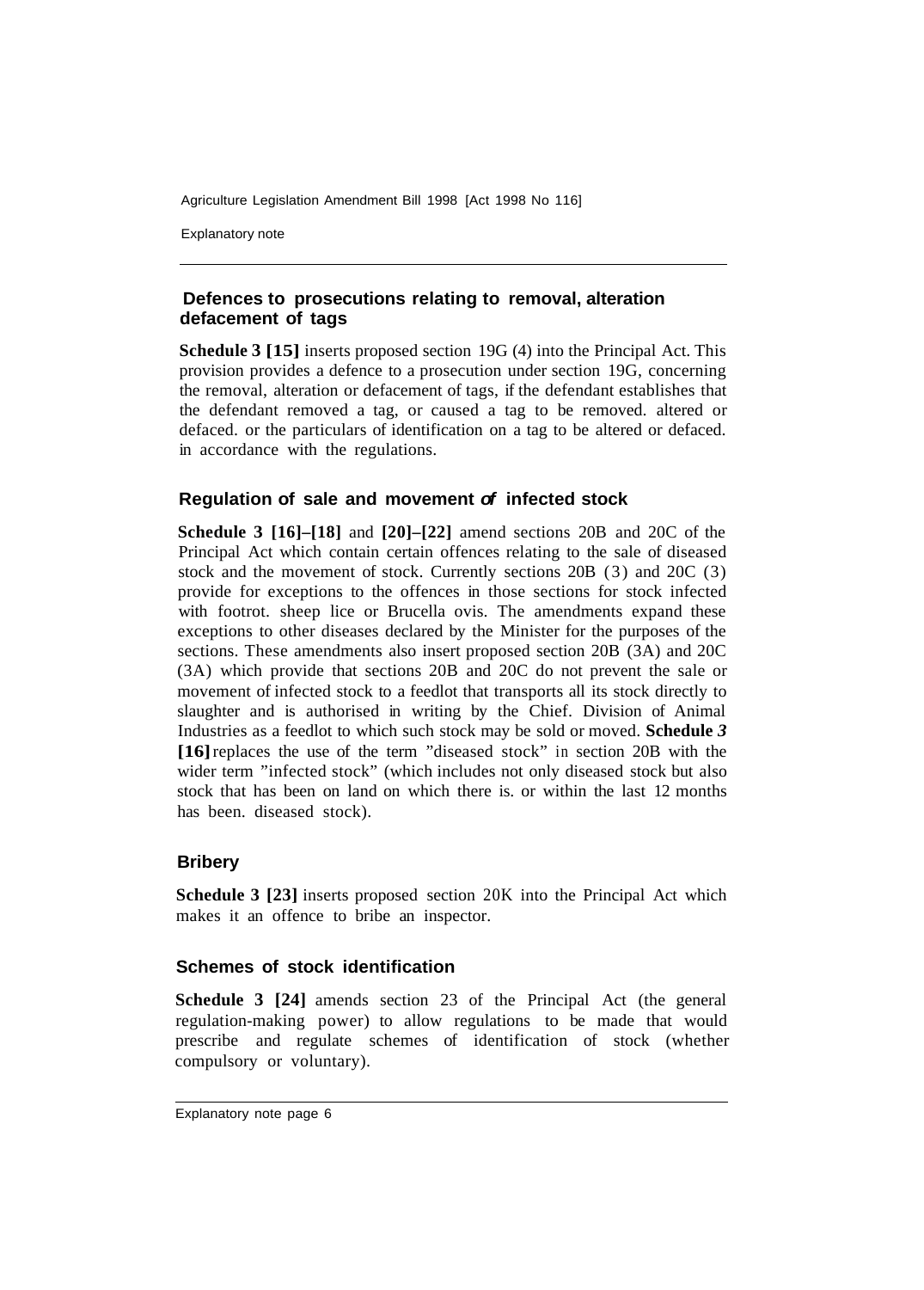### Defences to prosecutions relating to removal, alteration defacement of tags

**Schedule 3 [15]** inserts proposed section 19G (4) into the Principal Act. This provision provides a defence to a prosecution under section 19G, concerning the removal, alteration or defacement of tags, if the defendant establishes that the defendant removed a tag, or caused a tag to be removed. altered or defaced. or the particulars of identification on a tag to be altered or defaced. in accordance with the regulations.

### Regulation of sale and movement of infected stock

**Schedule 3 [16]–[18]** and **[20]–[22]** amend sections 20B and 20C of the Principal Act which contain certain offences relating to the sale of diseased stock and the movement of stock. Currently sections 20B (3) and 20C (3) provide for exceptions to the offences in those sections for stock infected with footrot. sheep lice or Brucella ovis. The amendments expand these exceptions to other diseases declared by the Minister for the purposes of the sections. These amendments also insert proposed section 20B (3A) and 20C (3A) which provide that sections 20B and 20C do not prevent the sale or movement of infected stock to a feedlot that transports all its stock directly to slaughter and is authorised in writing by the Chief. Division of Animal Industries as a feedlot to which such stock may be sold or moved. **Schedule 3 [16]** replaces the use of the term "diseased stock" in section 20B with the wider term "infected stock" (which includes not only diseased stock but also stock that has been on land on which there is. or within the last 12 months has been. diseased stock).

### Bribery

**Schedule 3 [23]** inserts proposed section 20K into the Principal Act which makes it an offence to bribe an inspector.

### Schemes of stock identification

**Schedule 3 [24]** amends section 23 of the Principal Act (the general regulation-making power) to allow regulations to be made that would prescribe and regulate schemes of identification of stock (whether compulsory or voluntary).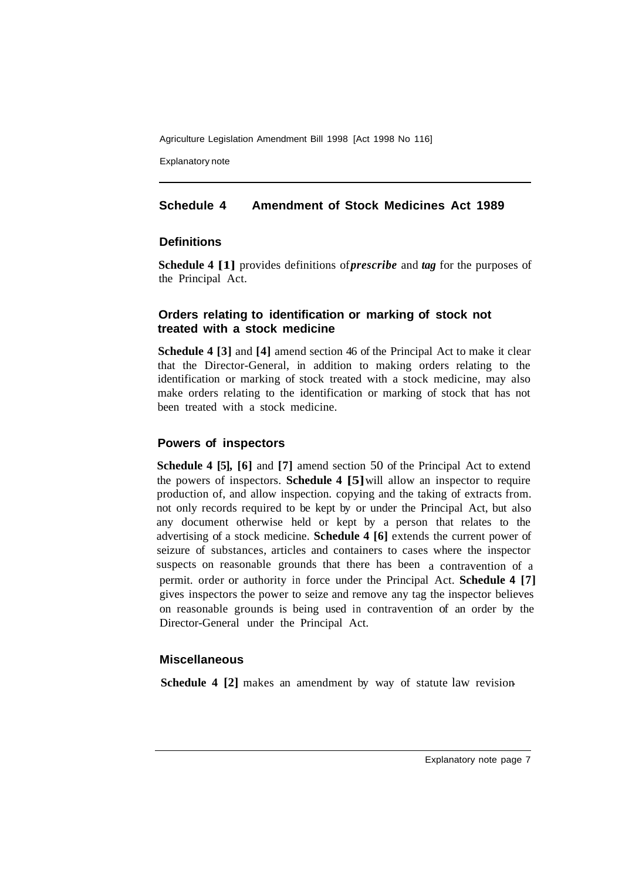## Schedule 4 Amendment of Stock Medicines Act 1989

### Definitions

**Schedule 4 [1]** provides definitions of ***prescribe*** and ***tag*** for the purposes of the Principal Act.

### Orders relating to identification or marking of stock not treated with a stock medicine

**Schedule 4 [3]** and **[4]** amend section 46 of the Principal Act to make it clear that the Director-General, in addition to making orders relating to the identification or marking of stock treated with a stock medicine, may also make orders relating to the identification or marking of stock that has not been treated with a stock medicine.

### Powers of inspectors

**Schedule 4 [5], [6]** and **[7]** amend section 50 of the Principal Act to extend the powers of inspectors. **Schedule 4 [5]** will allow an inspector to require production of, and allow inspection. copying and the taking of extracts from. not only records required to be kept by or under the Principal Act, but also any document otherwise held or kept by a person that relates to the advertising of a stock medicine. **Schedule 4 [6]** extends the current power of seizure of substances, articles and containers to cases where the inspector suspects on reasonable grounds that there has been a contravention of a permit. order or authority in force under the Principal Act. **Schedule 4 [7]** gives inspectors the power to seize and remove any tag the inspector believes on reasonable grounds is being used in contravention of an order by the Director-General under the Principal Act.

### Miscellaneous

**Schedule 4 [2]** makes an amendment by way of statute law revision.